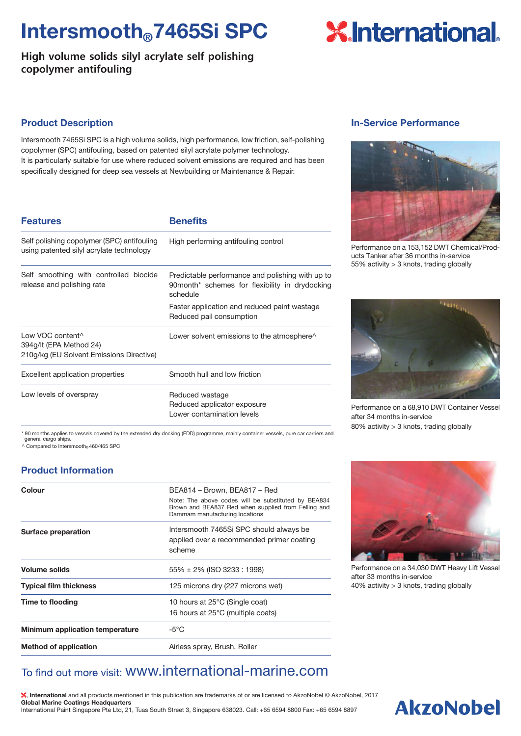# Intersmooth® 7465Si SPC

**High volume solids silyl acrylate self polishing copolymer antifouling**

## Product Description

Intersmooth 7465Si SPC is a high volume solids, high performance, low friction, self-polishing copolymer (SPC) antifouling, based on patented silyl acrylate polymer technology.
It is particularly suitable for use where reduced solvent emissions are required and has been specifically designed for deep sea vessels at Newbuilding or Maintenance & Repair.

| Features | Benefits |
|---|---|
| Self polishing copolymer (SPC) antifouling using patented silyl acrylate technology | High performing antifouling control |
| Self smoothing with controlled biocide release and polishing rate | Predictable performance and polishing with up to 90month* schemes for flexibility in drydocking schedule<br>Faster application and reduced paint wastage<br>Reduced pail consumption |
| Low VOC content^<br>394g/lt (EPA Method 24)<br>210g/kg (EU Solvent Emissions Directive) | Lower solvent emissions to the atmosphere^ |
| Excellent application properties | Smooth hull and low friction |
| Low levels of overspray | Reduced wastage<br>Reduced applicator exposure<br>Lower contamination levels |

\* 90 months applies to vessels covered by the extended dry docking (EDD) programme, mainly container vessels, pure car carriers and general cargo ships.
^ Compared to Intersmooth® 460/465 SPC

## Product Information

| | |
|---|---|
| **Colour** | BEA814 – Brown, BEA817 – Red<br>Note: The above codes will be substituted by BEA834 Brown and BEA837 Red when supplied from Felling and Dammam manufacturing locations |
| **Surface preparation** | Intersmooth 7465Si SPC should always be applied over a recommended primer coating scheme |
| **Volume solids** | 55% ± 2% (ISO 3233 : 1998) |
| **Typical film thickness** | 125 microns dry (227 microns wet) |
| **Time to flooding** | 10 hours at 25°C (Single coat)<br>16 hours at 25°C (multiple coats) |
| **Minimum application temperature** | -5°C |
| **Method of application** | Airless spray, Brush, Roller |

## In-Service Performance

Performance on a 153,152 DWT Chemical/Products Tanker after 36 months in-service
55% activity > 3 knots, trading globally

Performance on a 68,910 DWT Container Vessel after 34 months in-service
80% activity > 3 knots, trading globally

Performance on a 34,030 DWT Heavy Lift Vessel after 33 months in-service
40% activity > 3 knots, trading globally

To find out more visit: www.international-marine.com

International and all products mentioned in this publication are trademarks of or are licensed to AkzoNobel © AkzoNobel, 2017
**Global Marine Coatings Headquarters**
International Paint Singapore Pte Ltd, 21, Tuas South Street 3, Singapore 638023. Call: +65 6594 8800 Fax: +65 6594 8897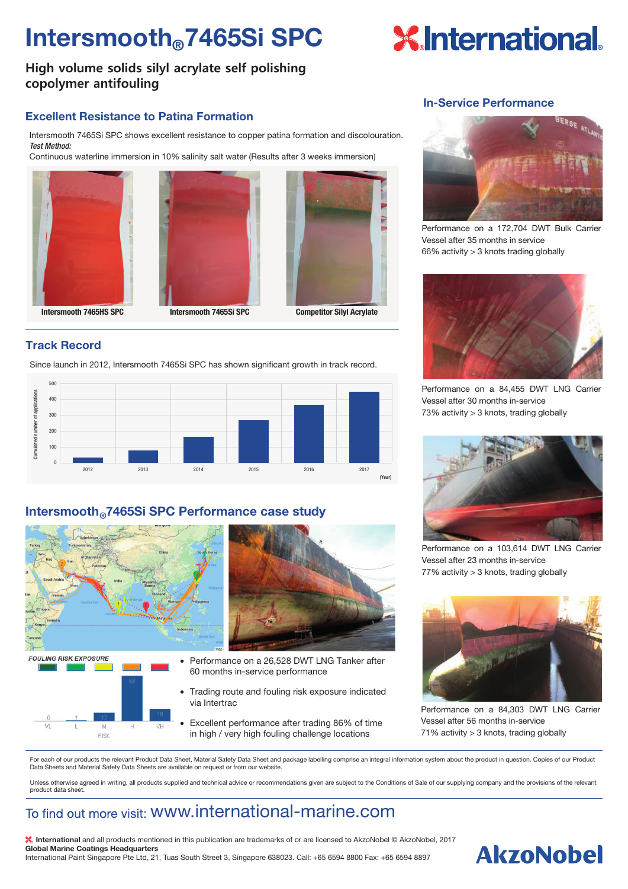# Intersmooth® 7465Si SPC

**High volume solids silyl acrylate self polishing copolymer antifouling**

## Excellent Resistance to Patina Formation

Intersmooth 7465Si SPC shows excellent resistance to copper patina formation and discolouration.
*Test Method:*
Continuous waterline immersion in 10% salinity salt water (Results after 3 weeks immersion)

Intersmooth 7465HS SPC

Intersmooth 7465Si SPC

Competitor Silyl Acrylate

## Track Record

Since launch in 2012, Intersmooth 7465Si SPC has shown significant growth in track record.

Cumulated number of applications
500
400
300
200
100
0
2012
2013
2014
2015
2016
2017
(Year)

## Intersmooth® 7465Si SPC Performance case study

FOULING RISK EXPOSURE
0
1
12
68
18
VL
L
M
H
VH
RISK

- Performance on a 26,528 DWT LNG Tanker after 60 months in-service performance
- Trading route and fouling risk exposure indicated via Intertrac
- Excellent performance after trading 86% of time in high / very high fouling challenge locations

## In-Service Performance

Performance on a 172,704 DWT Bulk Carrier
Vessel after 35 months in service
66% activity > 3 knots trading globally

Performance on a 84,455 DWT LNG Carrier
Vessel after 30 months in-service
73% activity > 3 knots, trading globally

Performance on a 103,614 DWT LNG Carrier
Vessel after 23 months in-service
77% activity > 3 knots, trading globally

Performance on a 84,303 DWT LNG Carrier
Vessel after 56 months in-service
71% activity > 3 knots, trading globally

For each of our products the relevant Product Data Sheet, Material Safety Data Sheet and package labelling comprise an integral information system about the product in question. Copies of our Product Data Sheets and Material Safety Data Sheets are available on request or from our website.

Unless otherwise agreed in writing, all products supplied and technical advice or recommendations given are subject to the Conditions of Sale of our supplying company and the provisions of the relevant product data sheet.

To find out more visit: www.international-marine.com

**International** and all products mentioned in this publication are trademarks of or are licensed to AkzoNobel © AkzoNobel, 2017
**Global Marine Coatings Headquarters**
International Paint Singapore Pte Ltd, 21, Tuas South Street 3, Singapore 638023. Call: +65 6594 8800 Fax: +65 6594 8897

AkzoNobel